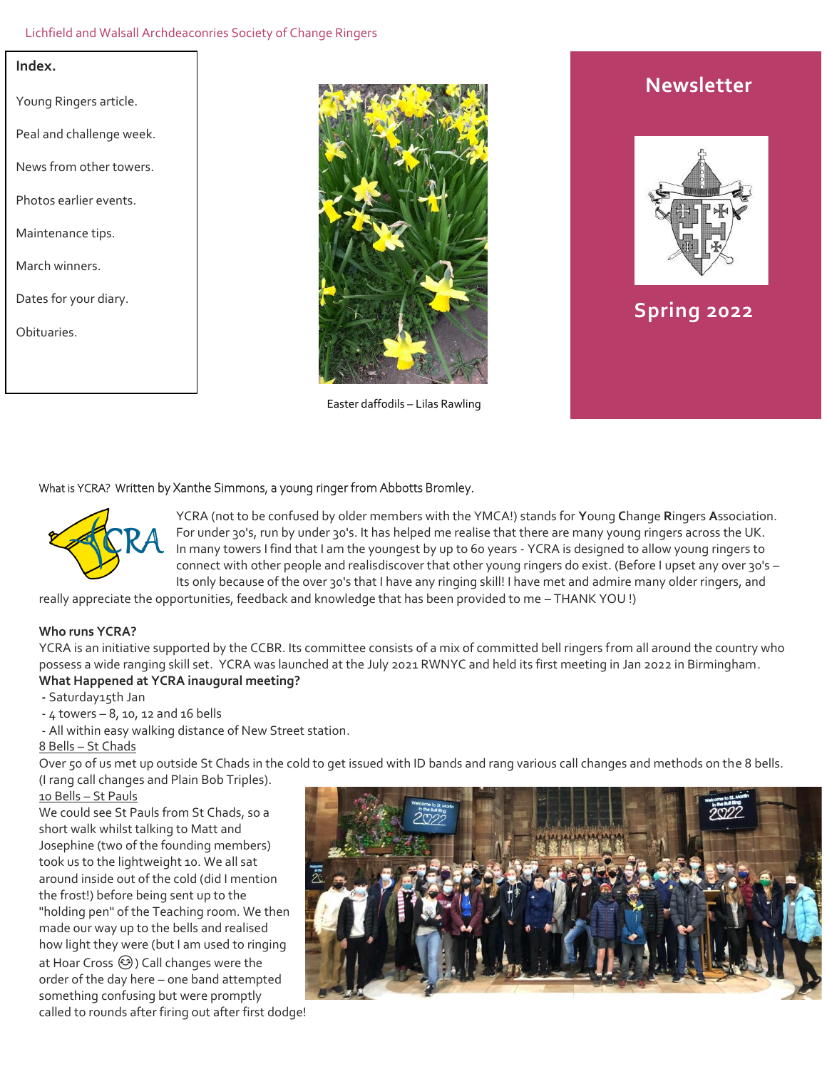Lichfield and Walsall Archdeaconries Society of Change Ringers

**Index.**

Young Ringers article.

Peal and challenge week.

News from other towers.

Photos earlier events.

Maintenance tips.

March winners.

Dates for your diary.

Obituaries.

Easter daffodils – Lilas Rawling

# Newsletter

## Spring 2022

What is YCRA? Written by Xanthe Simmons, a young ringer from Abbotts Bromley.

YCRA (not to be confused by older members with the YMCA!) stands for **Y**oung **C**hange **R**ingers **A**ssociation. For under 30's, run by under 30's. It has helped me realise that there are many young ringers across the UK. In many towers I find that I am the youngest by up to 60 years - YCRA is designed to allow young ringers to connect with other people and realisdiscover that other young ringers do exist. (Before I upset any over 30's – Its only because of the over 30's that I have any ringing skill! I have met and admire many older ringers, and really appreciate the opportunities, feedback and knowledge that has been provided to me – THANK YOU !)

**Who runs YCRA?**
YCRA is an initiative supported by the CCBR. Its committee consists of a mix of committed bell ringers from all around the country who possess a wide ranging skill set. YCRA was launched at the July 2021 RWNYC and held its first meeting in Jan 2022 in Birmingham.

**What Happened at YCRA inaugural meeting?**

- Saturday15th Jan
- 4 towers – 8, 10, 12 and 16 bells
- All within easy walking distance of New Street station.

8 Bells – St Chads

Over 50 of us met up outside St Chads in the cold to get issued with ID bands and rang various call changes and methods on the 8 bells. (I rang call changes and Plain Bob Triples).

10 Bells – St Pauls

We could see St Pauls from St Chads, so a short walk whilst talking to Matt and Josephine (two of the founding members) took us to the lightweight 10. We all sat around inside out of the cold (did I mention the frost!) before being sent up to the "holding pen" of the Teaching room. We then made our way up to the bells and realised how light they were (but I am used to ringing at Hoar Cross 😊) Call changes were the order of the day here – one band attempted something confusing but were promptly called to rounds after firing out after first dodge!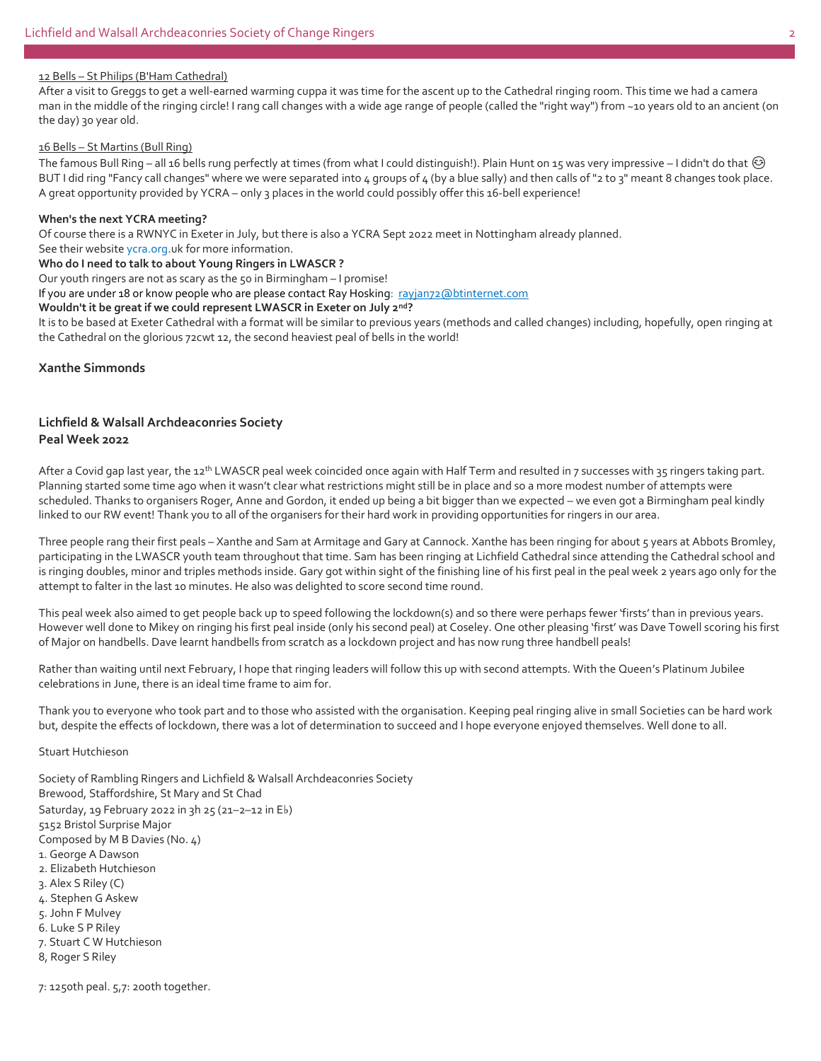12 Bells – St Philips (B'Ham Cathedral)

After a visit to Greggs to get a well-earned warming cuppa it was time for the ascent up to the Cathedral ringing room. This time we had a camera man in the middle of the ringing circle! I rang call changes with a wide age range of people (called the "right way") from ~10 years old to an ancient (on the day) 30 year old.

16 Bells – St Martins (Bull Ring)

The famous Bull Ring – all 16 bells rung perfectly at times (from what I could distinguish!). Plain Hunt on 15 was very impressive – I didn't do that 😌 BUT I did ring "Fancy call changes" where we were separated into 4 groups of 4 (by a blue sally) and then calls of "2 to 3" meant 8 changes took place. A great opportunity provided by YCRA – only 3 places in the world could possibly offer this 16-bell experience!

**When's the next YCRA meeting?**

Of course there is a RWNYC in Exeter in July, but there is also a YCRA Sept 2022 meet in Nottingham already planned.
See their website ycra.org.uk for more information.

**Who do I need to talk to about Young Ringers in LWASCR ?**

Our youth ringers are not as scary as the 50 in Birmingham – I promise!
If you are under 18 or know people who are please contact Ray Hosking: rayjan72@btinternet.com

**Wouldn't it be great if we could represent LWASCR in Exeter on July 2nd?**

It is to be based at Exeter Cathedral with a format will be similar to previous years (methods and called changes) including, hopefully, open ringing at the Cathedral on the glorious 72cwt 12, the second heaviest peal of bells in the world!

**Xanthe Simmonds**

## Lichfield & Walsall Archdeaconries Society Peal Week 2022

After a Covid gap last year, the 12th LWASCR peal week coincided once again with Half Term and resulted in 7 successes with 35 ringers taking part. Planning started some time ago when it wasn't clear what restrictions might still be in place and so a more modest number of attempts were scheduled. Thanks to organisers Roger, Anne and Gordon, it ended up being a bit bigger than we expected – we even got a Birmingham peal kindly linked to our RW event! Thank you to all of the organisers for their hard work in providing opportunities for ringers in our area.

Three people rang their first peals – Xanthe and Sam at Armitage and Gary at Cannock. Xanthe has been ringing for about 5 years at Abbots Bromley, participating in the LWASCR youth team throughout that time. Sam has been ringing at Lichfield Cathedral since attending the Cathedral school and is ringing doubles, minor and triples methods inside. Gary got within sight of the finishing line of his first peal in the peal week 2 years ago only for the attempt to falter in the last 10 minutes. He also was delighted to score second time round.

This peal week also aimed to get people back up to speed following the lockdown(s) and so there were perhaps fewer 'firsts' than in previous years. However well done to Mikey on ringing his first peal inside (only his second peal) at Coseley. One other pleasing 'first' was Dave Towell scoring his first of Major on handbells. Dave learnt handbells from scratch as a lockdown project and has now rung three handbell peals!

Rather than waiting until next February, I hope that ringing leaders will follow this up with second attempts. With the Queen's Platinum Jubilee celebrations in June, there is an ideal time frame to aim for.

Thank you to everyone who took part and to those who assisted with the organisation. Keeping peal ringing alive in small Societies can be hard work but, despite the effects of lockdown, there was a lot of determination to succeed and I hope everyone enjoyed themselves. Well done to all.

Stuart Hutchieson

Society of Rambling Ringers and Lichfield & Walsall Archdeaconries Society
Brewood, Staffordshire, St Mary and St Chad
Saturday, 19 February 2022 in 3h 25 (21–2–12 in E♭)
5152 Bristol Surprise Major
Composed by M B Davies (No. 4)
1. George A Dawson
2. Elizabeth Hutchieson
3. Alex S Riley (C)
4. Stephen G Askew
5. John F Mulvey
6. Luke S P Riley
7. Stuart C W Hutchieson
8, Roger S Riley

7: 1250th peal. 5,7: 200th together.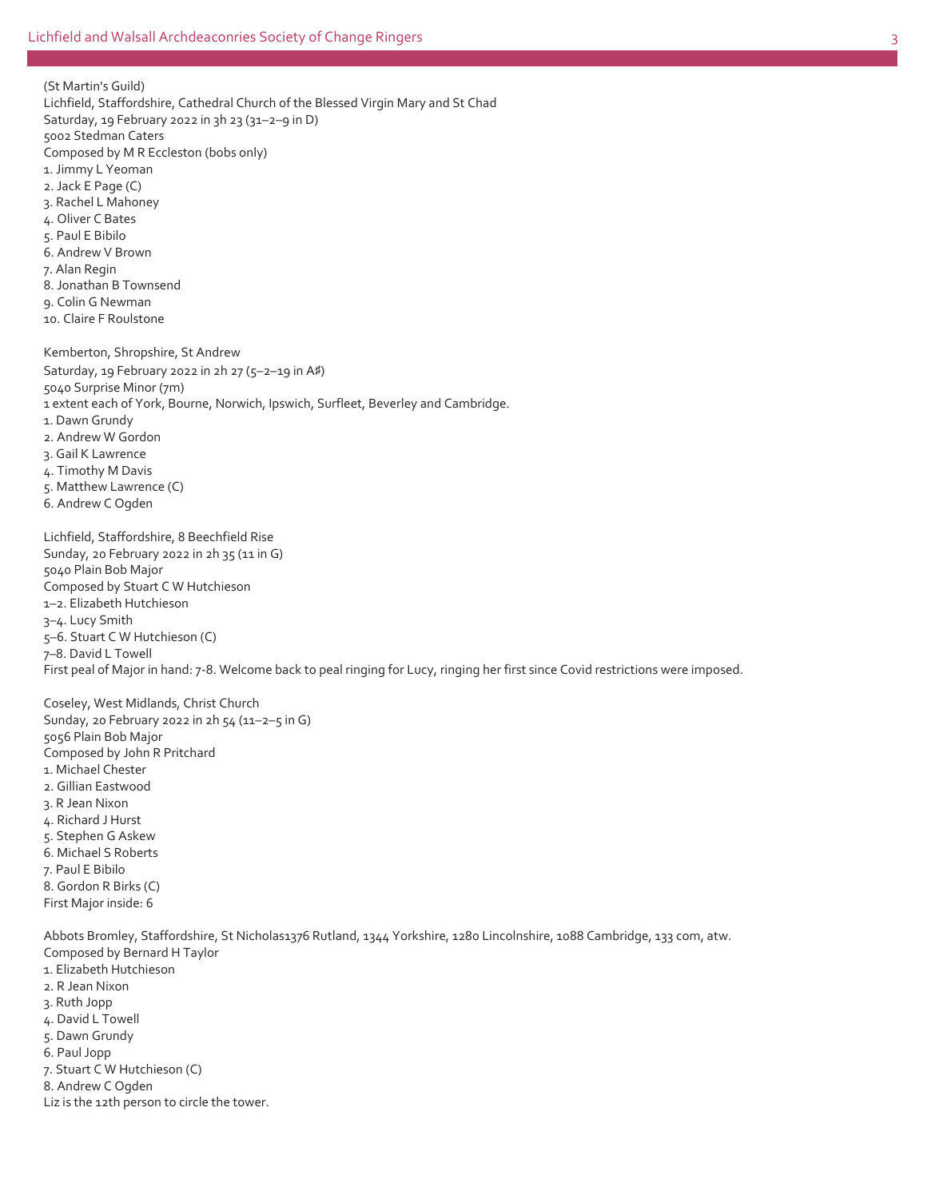(St Martin's Guild)
Lichfield, Staffordshire, Cathedral Church of the Blessed Virgin Mary and St Chad
Saturday, 19 February 2022 in 3h 23 (31–2–9 in D)
5002 Stedman Caters
Composed by M R Eccleston (bobs only)
1. Jimmy L Yeoman
2. Jack E Page (C)
3. Rachel L Mahoney
4. Oliver C Bates
5. Paul E Bibilo
6. Andrew V Brown
7. Alan Regin
8. Jonathan B Townsend
9. Colin G Newman
10. Claire F Roulstone

Kemberton, Shropshire, St Andrew
Saturday, 19 February 2022 in 2h 27 (5–2–19 in A♯)
5040 Surprise Minor (7m)
1 extent each of York, Bourne, Norwich, Ipswich, Surfleet, Beverley and Cambridge.
1. Dawn Grundy
2. Andrew W Gordon
3. Gail K Lawrence
4. Timothy M Davis
5. Matthew Lawrence (C)
6. Andrew C Ogden

Lichfield, Staffordshire, 8 Beechfield Rise
Sunday, 20 February 2022 in 2h 35 (11 in G)
5040 Plain Bob Major
Composed by Stuart C W Hutchieson
1–2. Elizabeth Hutchieson
3–4. Lucy Smith
5–6. Stuart C W Hutchieson (C)
7–8. David L Towell
First peal of Major in hand: 7-8. Welcome back to peal ringing for Lucy, ringing her first since Covid restrictions were imposed.

Coseley, West Midlands, Christ Church
Sunday, 20 February 2022 in 2h 54 (11–2–5 in G)
5056 Plain Bob Major
Composed by John R Pritchard
1. Michael Chester
2. Gillian Eastwood
3. R Jean Nixon
4. Richard J Hurst
5. Stephen G Askew
6. Michael S Roberts
7. Paul E Bibilo
8. Gordon R Birks (C)
First Major inside: 6

Abbots Bromley, Staffordshire, St Nicholas1376 Rutland, 1344 Yorkshire, 1280 Lincolnshire, 1088 Cambridge, 133 com, atw.
Composed by Bernard H Taylor
1. Elizabeth Hutchieson
2. R Jean Nixon
3. Ruth Jopp
4. David L Towell
5. Dawn Grundy
6. Paul Jopp
7. Stuart C W Hutchieson (C)
8. Andrew C Ogden
Liz is the 12th person to circle the tower.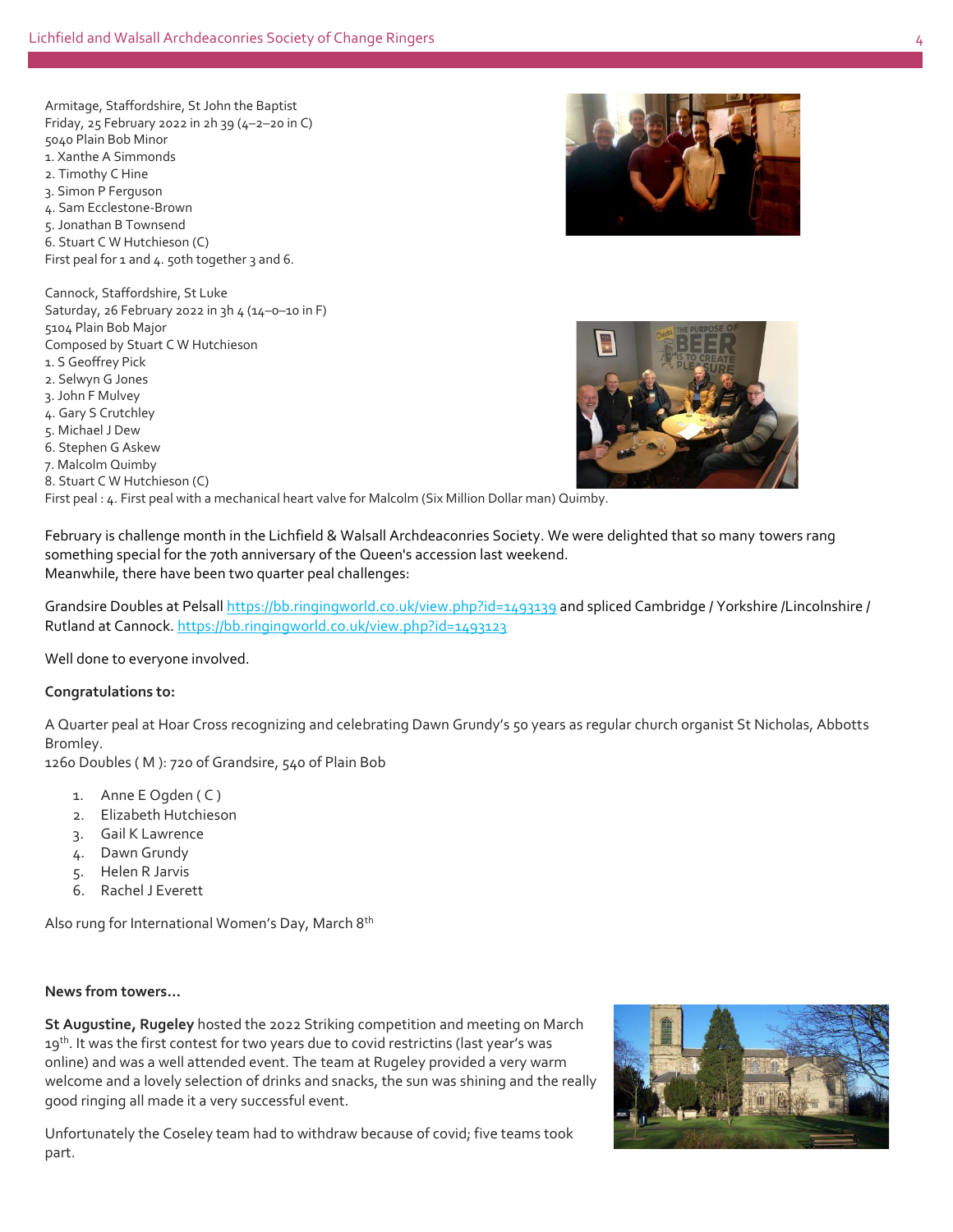Armitage, Staffordshire, St John the Baptist
Friday, 25 February 2022 in 2h 39 (4–2–20 in C)
5040 Plain Bob Minor

1. Xanthe A Simmonds
2. Timothy C Hine
3. Simon P Ferguson
4. Sam Ecclestone-Brown
5. Jonathan B Townsend
6. Stuart C W Hutchieson (C)

First peal for 1 and 4. 50th together 3 and 6.

Cannock, Staffordshire, St Luke
Saturday, 26 February 2022 in 3h 4 (14–0–10 in F)
5104 Plain Bob Major
Composed by Stuart C W Hutchieson

1. S Geoffrey Pick
2. Selwyn G Jones
3. John F Mulvey
4. Gary S Crutchley
5. Michael J Dew
6. Stephen G Askew
7. Malcolm Quimby
8. Stuart C W Hutchieson (C)

First peal : 4. First peal with a mechanical heart valve for Malcolm (Six Million Dollar man) Quimby.

February is challenge month in the Lichfield & Walsall Archdeaconries Society. We were delighted that so many towers rang something special for the 70th anniversary of the Queen's accession last weekend.
Meanwhile, there have been two quarter peal challenges:

Grandsire Doubles at Pelsall https://bb.ringingworld.co.uk/view.php?id=1493139 and spliced Cambridge / Yorkshire /Lincolnshire / Rutland at Cannock. https://bb.ringingworld.co.uk/view.php?id=1493123

Well done to everyone involved.

**Congratulations to:**

A Quarter peal at Hoar Cross recognizing and celebrating Dawn Grundy's 50 years as regular church organist St Nicholas, Abbotts Bromley.
1260 Doubles ( M ): 720 of Grandsire, 540 of Plain Bob

1. Anne E Ogden ( C )
2. Elizabeth Hutchieson
3. Gail K Lawrence
4. Dawn Grundy
5. Helen R Jarvis
6. Rachel J Everett

Also rung for International Women's Day, March 8th

**News from towers…**

**St Augustine, Rugeley** hosted the 2022 Striking competition and meeting on March 19th. It was the first contest for two years due to covid restrictins (last year's was online) and was a well attended event. The team at Rugeley provided a very warm welcome and a lovely selection of drinks and snacks, the sun was shining and the really good ringing all made it a very successful event.

Unfortunately the Coseley team had to withdraw because of covid; five teams took part.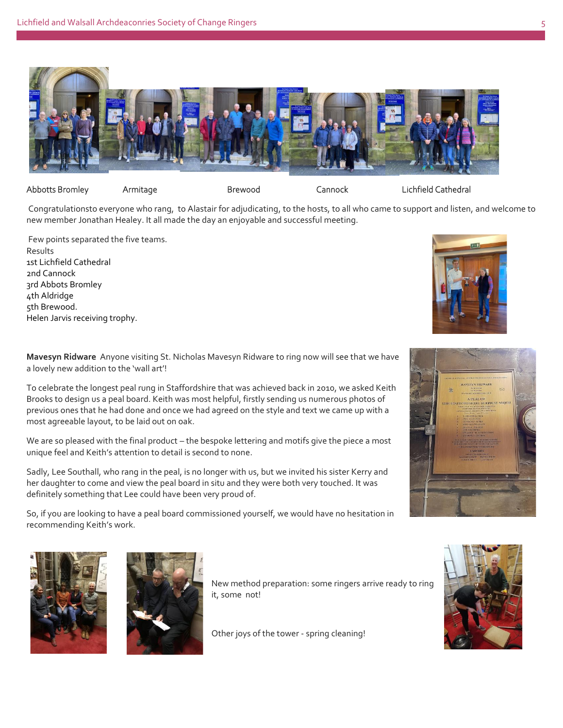Abbotts Bromley Armitage Brewood Cannock Lichfield Cathedral

Congratulationsto everyone who rang, to Alastair for adjudicating, to the hosts, to all who came to support and listen, and welcome to new member Jonathan Healey. It all made the day an enjoyable and successful meeting.

Few points separated the five teams.
Results
1st Lichfield Cathedral
2nd Cannock
3rd Abbots Bromley
4th Aldridge
5th Brewood.
Helen Jarvis receiving trophy.

**Mavesyn Ridware** Anyone visiting St. Nicholas Mavesyn Ridware to ring now will see that we have a lovely new addition to the 'wall art'!

To celebrate the longest peal rung in Staffordshire that was achieved back in 2010, we asked Keith Brooks to design us a peal board. Keith was most helpful, firstly sending us numerous photos of previous ones that he had done and once we had agreed on the style and text we came up with a most agreeable layout, to be laid out on oak.

We are so pleased with the final product – the bespoke lettering and motifs give the piece a most unique feel and Keith's attention to detail is second to none.

Sadly, Lee Southall, who rang in the peal, is no longer with us, but we invited his sister Kerry and her daughter to come and view the peal board in situ and they were both very touched. It was definitely something that Lee could have been very proud of.

So, if you are looking to have a peal board commissioned yourself, we would have no hesitation in recommending Keith's work.

New method preparation: some ringers arrive ready to ring it, some not!

Other joys of the tower - spring cleaning!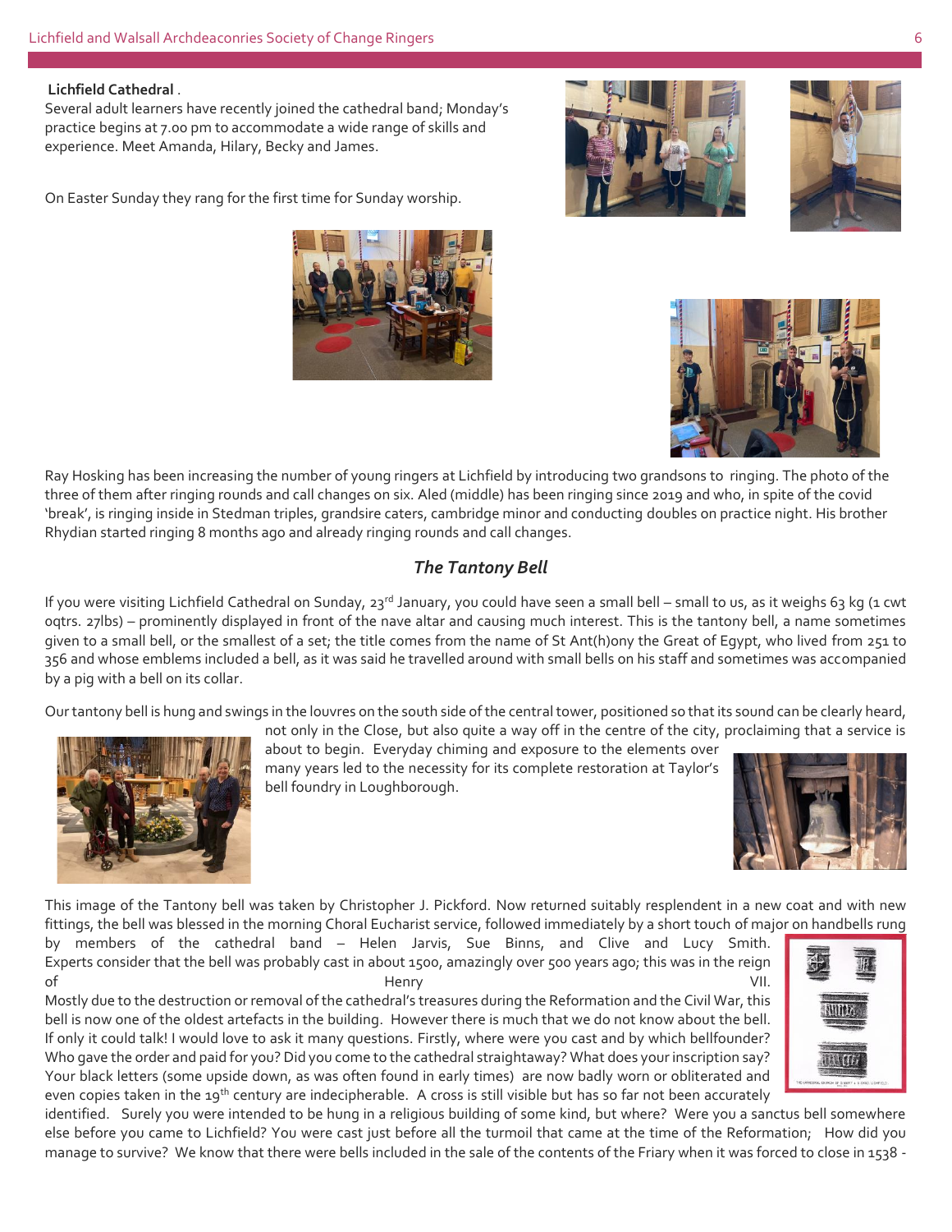**Lichfield Cathedral** .

Several adult learners have recently joined the cathedral band; Monday's practice begins at 7.00 pm to accommodate a wide range of skills and experience. Meet Amanda, Hilary, Becky and James.

On Easter Sunday they rang for the first time for Sunday worship.

Ray Hosking has been increasing the number of young ringers at Lichfield by introducing two grandsons to ringing. The photo of the three of them after ringing rounds and call changes on six. Aled (middle) has been ringing since 2019 and who, in spite of the covid 'break', is ringing inside in Stedman triples, grandsire caters, cambridge minor and conducting doubles on practice night. His brother Rhydian started ringing 8 months ago and already ringing rounds and call changes.

## *The Tantony Bell*

If you were visiting Lichfield Cathedral on Sunday, 23rd January, you could have seen a small bell – small to us, as it weighs 63 kg (1 cwt 0qtrs. 27lbs) – prominently displayed in front of the nave altar and causing much interest. This is the tantony bell, a name sometimes given to a small bell, or the smallest of a set; the title comes from the name of St Ant(h)ony the Great of Egypt, who lived from 251 to 356 and whose emblems included a bell, as it was said he travelled around with small bells on his staff and sometimes was accompanied by a pig with a bell on its collar.

Our tantony bell is hung and swings in the louvres on the south side of the central tower, positioned so that its sound can be clearly heard, not only in the Close, but also quite a way off in the centre of the city, proclaiming that a service is about to begin. Everyday chiming and exposure to the elements over many years led to the necessity for its complete restoration at Taylor's bell foundry in Loughborough.

This image of the Tantony bell was taken by Christopher J. Pickford. Now returned suitably resplendent in a new coat and with new fittings, the bell was blessed in the morning Choral Eucharist service, followed immediately by a short touch of major on handbells rung by members of the cathedral band – Helen Jarvis, Sue Binns, and Clive and Lucy Smith. Experts consider that the bell was probably cast in about 1500, amazingly over 500 years ago; this was in the reign of Henry VII.

Mostly due to the destruction or removal of the cathedral's treasures during the Reformation and the Civil War, this bell is now one of the oldest artefacts in the building. However there is much that we do not know about the bell. If only it could talk! I would love to ask it many questions. Firstly, where were you cast and by which bellfounder? Who gave the order and paid for you? Did you come to the cathedral straightaway? What does your inscription say? Your black letters (some upside down, as was often found in early times) are now badly worn or obliterated and even copies taken in the 19th century are indecipherable. A cross is still visible but has so far not been accurately identified. Surely you were intended to be hung in a religious building of some kind, but where? Were you a sanctus bell somewhere else before you came to Lichfield? You were cast just before all the turmoil that came at the time of the Reformation; How did you manage to survive? We know that there were bells included in the sale of the contents of the Friary when it was forced to close in 1538 -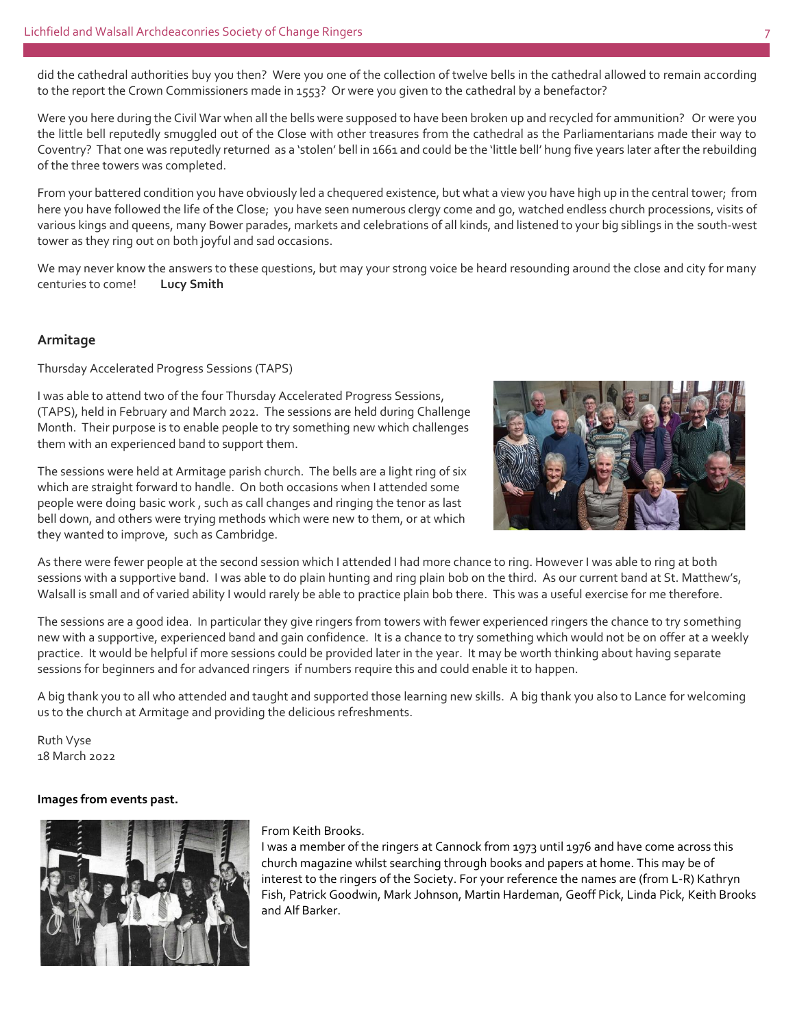did the cathedral authorities buy you then? Were you one of the collection of twelve bells in the cathedral allowed to remain according to the report the Crown Commissioners made in 1553? Or were you given to the cathedral by a benefactor?

Were you here during the Civil War when all the bells were supposed to have been broken up and recycled for ammunition? Or were you the little bell reputedly smuggled out of the Close with other treasures from the cathedral as the Parliamentarians made their way to Coventry? That one was reputedly returned as a 'stolen' bell in 1661 and could be the 'little bell' hung five years later after the rebuilding of the three towers was completed.

From your battered condition you have obviously led a chequered existence, but what a view you have high up in the central tower; from here you have followed the life of the Close; you have seen numerous clergy come and go, watched endless church processions, visits of various kings and queens, many Bower parades, markets and celebrations of all kinds, and listened to your big siblings in the south-west tower as they ring out on both joyful and sad occasions.

We may never know the answers to these questions, but may your strong voice be heard resounding around the close and city for many centuries to come! **Lucy Smith**

### Armitage

Thursday Accelerated Progress Sessions (TAPS)

I was able to attend two of the four Thursday Accelerated Progress Sessions, (TAPS), held in February and March 2022. The sessions are held during Challenge Month. Their purpose is to enable people to try something new which challenges them with an experienced band to support them.

The sessions were held at Armitage parish church. The bells are a light ring of six which are straight forward to handle. On both occasions when I attended some people were doing basic work , such as call changes and ringing the tenor as last bell down, and others were trying methods which were new to them, or at which they wanted to improve, such as Cambridge.

As there were fewer people at the second session which I attended I had more chance to ring. However I was able to ring at both sessions with a supportive band. I was able to do plain hunting and ring plain bob on the third. As our current band at St. Matthew's, Walsall is small and of varied ability I would rarely be able to practice plain bob there. This was a useful exercise for me therefore.

The sessions are a good idea. In particular they give ringers from towers with fewer experienced ringers the chance to try something new with a supportive, experienced band and gain confidence. It is a chance to try something which would not be on offer at a weekly practice. It would be helpful if more sessions could be provided later in the year. It may be worth thinking about having separate sessions for beginners and for advanced ringers if numbers require this and could enable it to happen.

A big thank you to all who attended and taught and supported those learning new skills. A big thank you also to Lance for welcoming us to the church at Armitage and providing the delicious refreshments.

Ruth Vyse
18 March 2022

**Images from events past.**

From Keith Brooks.
I was a member of the ringers at Cannock from 1973 until 1976 and have come across this church magazine whilst searching through books and papers at home. This may be of interest to the ringers of the Society. For your reference the names are (from L-R) Kathryn Fish, Patrick Goodwin, Mark Johnson, Martin Hardeman, Geoff Pick, Linda Pick, Keith Brooks and Alf Barker.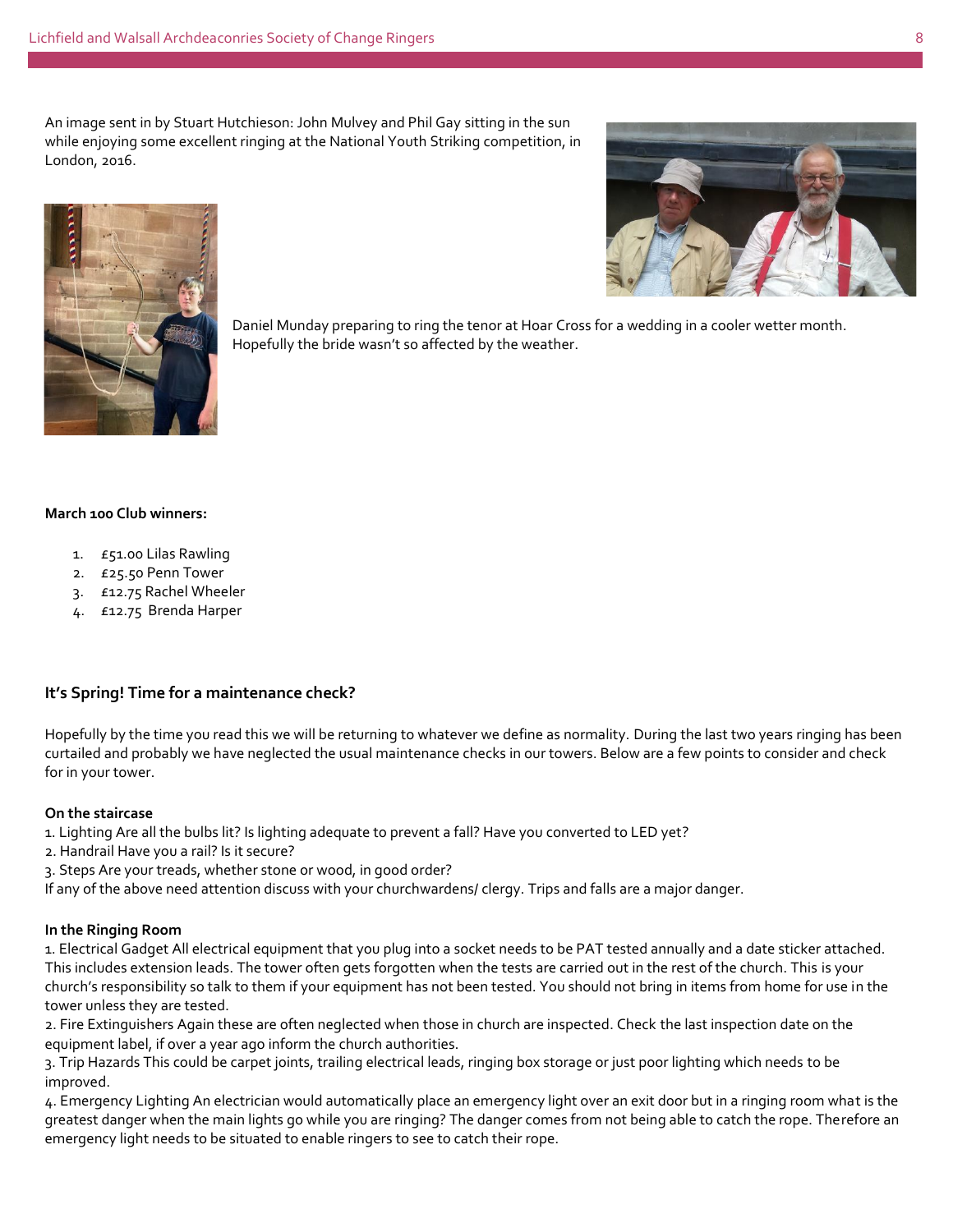An image sent in by Stuart Hutchieson: John Mulvey and Phil Gay sitting in the sun while enjoying some excellent ringing at the National Youth Striking competition, in London, 2016.

Daniel Munday preparing to ring the tenor at Hoar Cross for a wedding in a cooler wetter month. Hopefully the bride wasn't so affected by the weather.

**March 100 Club winners:**

1. £51.00 Lilas Rawling
2. £25.50 Penn Tower
3. £12.75 Rachel Wheeler
4. £12.75 Brenda Harper

### It's Spring! Time for a maintenance check?

Hopefully by the time you read this we will be returning to whatever we define as normality. During the last two years ringing has been curtailed and probably we have neglected the usual maintenance checks in our towers. Below are a few points to consider and check for in your tower.

**On the staircase**

1. Lighting Are all the bulbs lit? Is lighting adequate to prevent a fall? Have you converted to LED yet?
2. Handrail Have you a rail? Is it secure?
3. Steps Are your treads, whether stone or wood, in good order?

If any of the above need attention discuss with your churchwardens/ clergy. Trips and falls are a major danger.

**In the Ringing Room**

1. Electrical Gadget All electrical equipment that you plug into a socket needs to be PAT tested annually and a date sticker attached. This includes extension leads. The tower often gets forgotten when the tests are carried out in the rest of the church. This is your church's responsibility so talk to them if your equipment has not been tested. You should not bring in items from home for use in the tower unless they are tested.
2. Fire Extinguishers Again these are often neglected when those in church are inspected. Check the last inspection date on the equipment label, if over a year ago inform the church authorities.
3. Trip Hazards This could be carpet joints, trailing electrical leads, ringing box storage or just poor lighting which needs to be improved.
4. Emergency Lighting An electrician would automatically place an emergency light over an exit door but in a ringing room what is the greatest danger when the main lights go while you are ringing? The danger comes from not being able to catch the rope. Therefore an emergency light needs to be situated to enable ringers to see to catch their rope.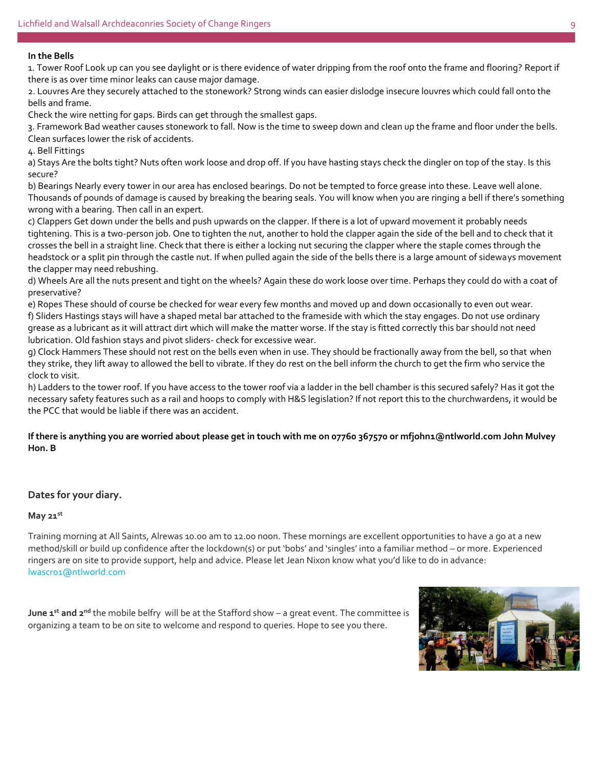**In the Bells**

1. Tower Roof Look up can you see daylight or is there evidence of water dripping from the roof onto the frame and flooring? Report if there is as over time minor leaks can cause major damage.

2. Louvres Are they securely attached to the stonework? Strong winds can easier dislodge insecure louvres which could fall onto the bells and frame.

Check the wire netting for gaps. Birds can get through the smallest gaps.

3. Framework Bad weather causes stonework to fall. Now is the time to sweep down and clean up the frame and floor under the bells. Clean surfaces lower the risk of accidents.

4. Bell Fittings

a) Stays Are the bolts tight? Nuts often work loose and drop off. If you have hasting stays check the dingler on top of the stay. Is this secure?

b) Bearings Nearly every tower in our area has enclosed bearings. Do not be tempted to force grease into these. Leave well alone. Thousands of pounds of damage is caused by breaking the bearing seals. You will know when you are ringing a bell if there's something wrong with a bearing. Then call in an expert.

c) Clappers Get down under the bells and push upwards on the clapper. If there is a lot of upward movement it probably needs tightening. This is a two-person job. One to tighten the nut, another to hold the clapper again the side of the bell and to check that it crosses the bell in a straight line. Check that there is either a locking nut securing the clapper where the staple comes through the headstock or a split pin through the castle nut. If when pulled again the side of the bells there is a large amount of sideways movement the clapper may need rebushing.

d) Wheels Are all the nuts present and tight on the wheels? Again these do work loose over time. Perhaps they could do with a coat of preservative?

e) Ropes These should of course be checked for wear every few months and moved up and down occasionally to even out wear.

f) Sliders Hastings stays will have a shaped metal bar attached to the frameside with which the stay engages. Do not use ordinary grease as a lubricant as it will attract dirt which will make the matter worse. If the stay is fitted correctly this bar should not need lubrication. Old fashion stays and pivot sliders- check for excessive wear.

g) Clock Hammers These should not rest on the bells even when in use. They should be fractionally away from the bell, so that when they strike, they lift away to allowed the bell to vibrate. If they do rest on the bell inform the church to get the firm who service the clock to visit.

h) Ladders to the tower roof. If you have access to the tower roof via a ladder in the bell chamber is this secured safely? Has it got the necessary safety features such as a rail and hoops to comply with H&S legislation? If not report this to the churchwardens, it would be the PCC that would be liable if there was an accident.

**If there is anything you are worried about please get in touch with me on 07760 367570 or mfjohn1@ntlworld.com John Mulvey Hon. B**

## Dates for your diary.

**May 21st**

Training morning at All Saints, Alrewas 10.00 am to 12.00 noon. These mornings are excellent opportunities to have a go at a new method/skill or build up confidence after the lockdown(s) or put 'bobs' and 'singles' into a familiar method – or more. Experienced ringers are on site to provide support, help and advice. Please let Jean Nixon know what you'd like to do in advance: lwascr01@ntlworld.com

**June 1st and 2nd** the mobile belfry will be at the Stafford show – a great event. The committee is organizing a team to be on site to welcome and respond to queries. Hope to see you there.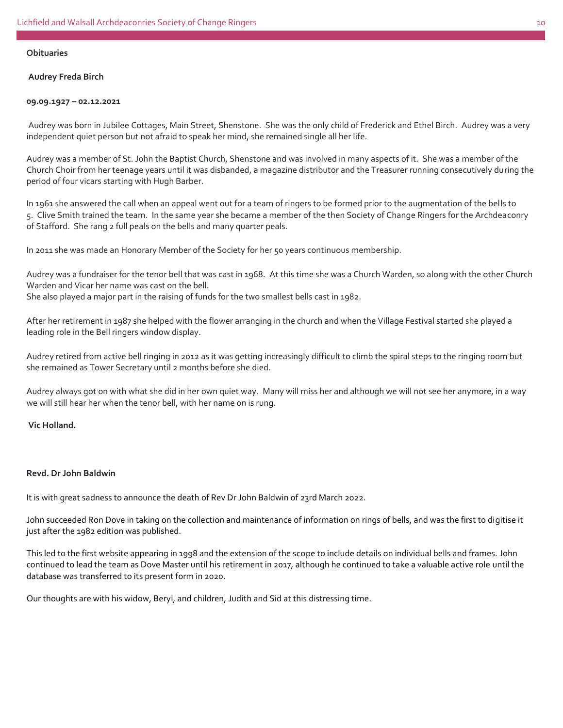## Obituaries

### Audrey Freda Birch

**09.09.1927 – 02.12.2021**

Audrey was born in Jubilee Cottages, Main Street, Shenstone. She was the only child of Frederick and Ethel Birch. Audrey was a very independent quiet person but not afraid to speak her mind, she remained single all her life.

Audrey was a member of St. John the Baptist Church, Shenstone and was involved in many aspects of it. She was a member of the Church Choir from her teenage years until it was disbanded, a magazine distributor and the Treasurer running consecutively during the period of four vicars starting with Hugh Barber.

In 1961 she answered the call when an appeal went out for a team of ringers to be formed prior to the augmentation of the bells to 5. Clive Smith trained the team. In the same year she became a member of the then Society of Change Ringers for the Archdeaconry of Stafford. She rang 2 full peals on the bells and many quarter peals.

In 2011 she was made an Honorary Member of the Society for her 50 years continuous membership.

Audrey was a fundraiser for the tenor bell that was cast in 1968. At this time she was a Church Warden, so along with the other Church Warden and Vicar her name was cast on the bell.
She also played a major part in the raising of funds for the two smallest bells cast in 1982.

After her retirement in 1987 she helped with the flower arranging in the church and when the Village Festival started she played a leading role in the Bell ringers window display.

Audrey retired from active bell ringing in 2012 as it was getting increasingly difficult to climb the spiral steps to the ringing room but she remained as Tower Secretary until 2 months before she died.

Audrey always got on with what she did in her own quiet way. Many will miss her and although we will not see her anymore, in a way we will still hear her when the tenor bell, with her name on is rung.

**Vic Holland.**

### Revd. Dr John Baldwin

It is with great sadness to announce the death of Rev Dr John Baldwin of 23rd March 2022.

John succeeded Ron Dove in taking on the collection and maintenance of information on rings of bells, and was the first to digitise it just after the 1982 edition was published.

This led to the first website appearing in 1998 and the extension of the scope to include details on individual bells and frames. John continued to lead the team as Dove Master until his retirement in 2017, although he continued to take a valuable active role until the database was transferred to its present form in 2020.

Our thoughts are with his widow, Beryl, and children, Judith and Sid at this distressing time.